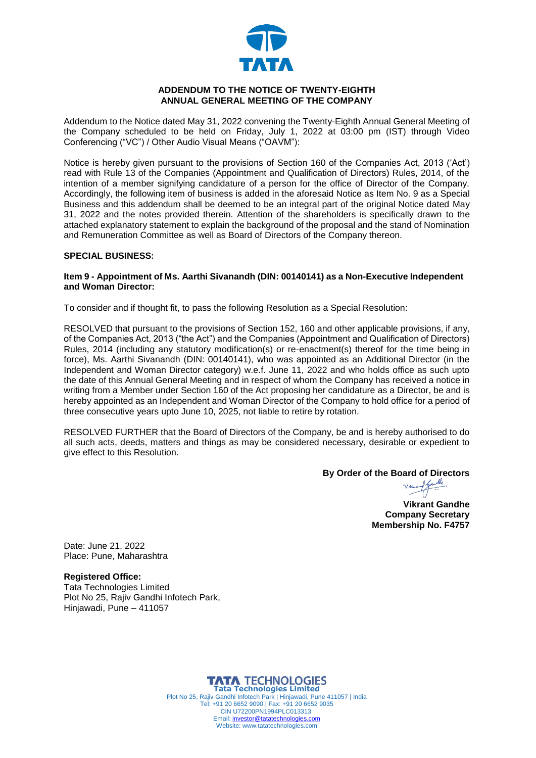# ADDENDUM TO THE NOTICE OF TWENTY-EIGHTH ANNUAL GENERAL MEETING OF THE COMPANY

Addendum to the Notice dated May 31, 2022 convening the Twenty-Eighth Annual General Meeting of the Company scheduled to be held on Friday, July 1, 2022 at 03:00 pm (IST) through Video Conferencing ("VC") / Other Audio Visual Means ("OAVM"):

Notice is hereby given pursuant to the provisions of Section 160 of the Companies Act, 2013 ('Act') read with Rule 13 of the Companies (Appointment and Qualification of Directors) Rules, 2014, of the intention of a member signifying candidature of a person for the office of Director of the Company. Accordingly, the following item of business is added in the aforesaid Notice as Item No. 9 as a Special Business and this addendum shall be deemed to be an integral part of the original Notice dated May 31, 2022 and the notes provided therein. Attention of the shareholders is specifically drawn to the attached explanatory statement to explain the background of the proposal and the stand of Nomination and Remuneration Committee as well as Board of Directors of the Company thereon.

## SPECIAL BUSINESS:

### Item 9 - Appointment of Ms. Aarthi Sivanandh (DIN: 00140141) as a Non-Executive Independent and Woman Director:

To consider and if thought fit, to pass the following Resolution as a Special Resolution:

RESOLVED that pursuant to the provisions of Section 152, 160 and other applicable provisions, if any, of the Companies Act, 2013 ("the Act") and the Companies (Appointment and Qualification of Directors) Rules, 2014 (including any statutory modification(s) or re-enactment(s) thereof for the time being in force), Ms. Aarthi Sivanandh (DIN: 00140141), who was appointed as an Additional Director (in the Independent and Woman Director category) w.e.f. June 11, 2022 and who holds office as such upto the date of this Annual General Meeting and in respect of whom the Company has received a notice in writing from a Member under Section 160 of the Act proposing her candidature as a Director, be and is hereby appointed as an Independent and Woman Director of the Company to hold office for a period of three consecutive years upto June 10, 2025, not liable to retire by rotation.

RESOLVED FURTHER that the Board of Directors of the Company, be and is hereby authorised to do all such acts, deeds, matters and things as may be considered necessary, desirable or expedient to give effect to this Resolution.

**By Order of the Board of Directors**

**Vikrant Gandhe**
**Company Secretary**
**Membership No. F4757**

Date: June 21, 2022
Place: Pune, Maharashtra

**Registered Office:**
Tata Technologies Limited
Plot No 25, Rajiv Gandhi Infotech Park,
Hinjawadi, Pune – 411057

**Tata Technologies Limited**
Plot No 25, Rajiv Gandhi Infotech Park | Hinjawadi, Pune 411057 | India
Tel: +91 20 6652 9090 | Fax: +91 20 6652 9035
CIN U72200PN1994PLC013313
Email: investor@tatatechnologies.com
Website: www.tatatechnologies.com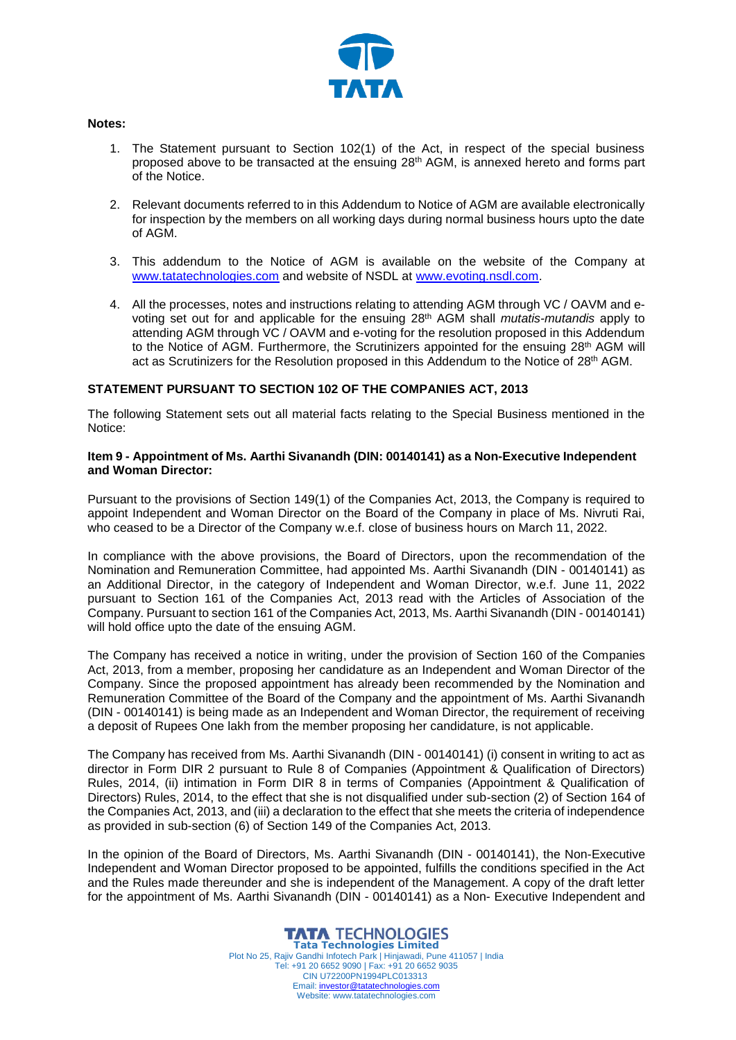**Notes:**

1. The Statement pursuant to Section 102(1) of the Act, in respect of the special business proposed above to be transacted at the ensuing 28th AGM, is annexed hereto and forms part of the Notice.

2. Relevant documents referred to in this Addendum to Notice of AGM are available electronically for inspection by the members on all working days during normal business hours upto the date of AGM.

3. This addendum to the Notice of AGM is available on the website of the Company at www.tatatechnologies.com and website of NSDL at www.evoting.nsdl.com.

4. All the processes, notes and instructions relating to attending AGM through VC / OAVM and e-voting set out for and applicable for the ensuing 28th AGM shall *mutatis-mutandis* apply to attending AGM through VC / OAVM and e-voting for the resolution proposed in this Addendum to the Notice of AGM. Furthermore, the Scrutinizers appointed for the ensuing 28th AGM will act as Scrutinizers for the Resolution proposed in this Addendum to the Notice of 28th AGM.

**STATEMENT PURSUANT TO SECTION 102 OF THE COMPANIES ACT, 2013**

The following Statement sets out all material facts relating to the Special Business mentioned in the Notice:

**Item 9 - Appointment of Ms. Aarthi Sivanandh (DIN: 00140141) as a Non-Executive Independent and Woman Director:**

Pursuant to the provisions of Section 149(1) of the Companies Act, 2013, the Company is required to appoint Independent and Woman Director on the Board of the Company in place of Ms. Nivruti Rai, who ceased to be a Director of the Company w.e.f. close of business hours on March 11, 2022.

In compliance with the above provisions, the Board of Directors, upon the recommendation of the Nomination and Remuneration Committee, had appointed Ms. Aarthi Sivanandh (DIN - 00140141) as an Additional Director, in the category of Independent and Woman Director, w.e.f. June 11, 2022 pursuant to Section 161 of the Companies Act, 2013 read with the Articles of Association of the Company. Pursuant to section 161 of the Companies Act, 2013, Ms. Aarthi Sivanandh (DIN - 00140141) will hold office upto the date of the ensuing AGM.

The Company has received a notice in writing, under the provision of Section 160 of the Companies Act, 2013, from a member, proposing her candidature as an Independent and Woman Director of the Company. Since the proposed appointment has already been recommended by the Nomination and Remuneration Committee of the Board of the Company and the appointment of Ms. Aarthi Sivanandh (DIN - 00140141) is being made as an Independent and Woman Director, the requirement of receiving a deposit of Rupees One lakh from the member proposing her candidature, is not applicable.

The Company has received from Ms. Aarthi Sivanandh (DIN - 00140141) (i) consent in writing to act as director in Form DIR 2 pursuant to Rule 8 of Companies (Appointment & Qualification of Directors) Rules, 2014, (ii) intimation in Form DIR 8 in terms of Companies (Appointment & Qualification of Directors) Rules, 2014, to the effect that she is not disqualified under sub-section (2) of Section 164 of the Companies Act, 2013, and (iii) a declaration to the effect that she meets the criteria of independence as provided in sub-section (6) of Section 149 of the Companies Act, 2013.

In the opinion of the Board of Directors, Ms. Aarthi Sivanandh (DIN - 00140141), the Non-Executive Independent and Woman Director proposed to be appointed, fulfills the conditions specified in the Act and the Rules made thereunder and she is independent of the Management. A copy of the draft letter for the appointment of Ms. Aarthi Sivanandh (DIN - 00140141) as a Non- Executive Independent and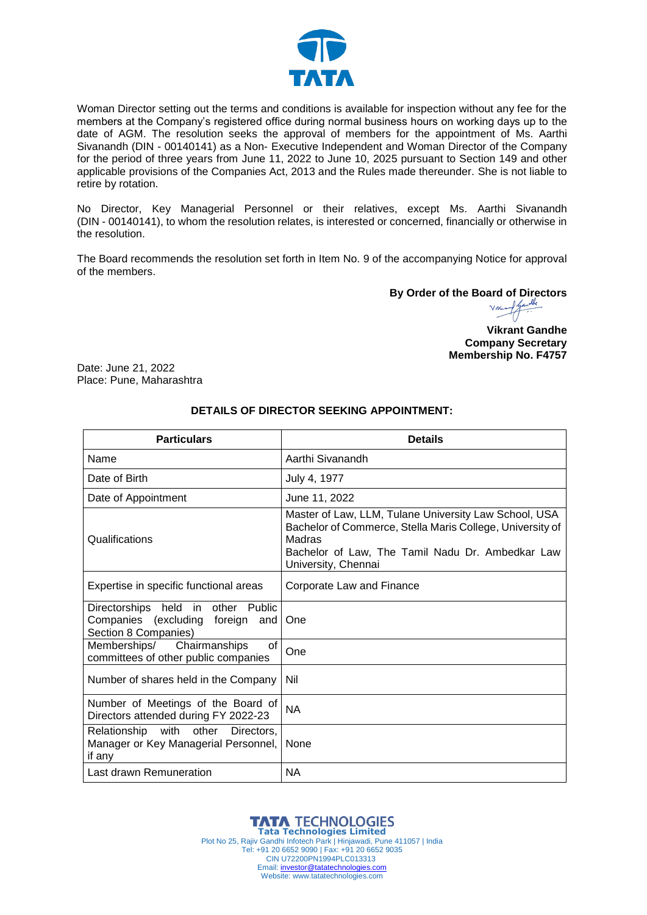Woman Director setting out the terms and conditions is available for inspection without any fee for the members at the Company's registered office during normal business hours on working days up to the date of AGM. The resolution seeks the approval of members for the appointment of Ms. Aarthi Sivanandh (DIN - 00140141) as a Non- Executive Independent and Woman Director of the Company for the period of three years from June 11, 2022 to June 10, 2025 pursuant to Section 149 and other applicable provisions of the Companies Act, 2013 and the Rules made thereunder. She is not liable to retire by rotation.

No Director, Key Managerial Personnel or their relatives, except Ms. Aarthi Sivanandh (DIN - 00140141), to whom the resolution relates, is interested or concerned, financially or otherwise in the resolution.

The Board recommends the resolution set forth in Item No. 9 of the accompanying Notice for approval of the members.

**By Order of the Board of Directors**

**Vikrant Gandhe**
**Company Secretary**
**Membership No. F4757**

Date: June 21, 2022
Place: Pune, Maharashtra

**DETAILS OF DIRECTOR SEEKING APPOINTMENT:**

| Particulars | Details |
|---|---|
| Name | Aarthi Sivanandh |
| Date of Birth | July 4, 1977 |
| Date of Appointment | June 11, 2022 |
| Qualifications | Master of Law, LLM, Tulane University Law School, USA<br>Bachelor of Commerce, Stella Maris College, University of Madras<br>Bachelor of Law, The Tamil Nadu Dr. Ambedkar Law University, Chennai |
| Expertise in specific functional areas | Corporate Law and Finance |
| Directorships held in other Public Companies (excluding foreign and Section 8 Companies) | One |
| Memberships/ Chairmanships of committees of other public companies | One |
| Number of shares held in the Company | Nil |
| Number of Meetings of the Board of Directors attended during FY 2022-23 | NA |
| Relationship with other Directors, Manager or Key Managerial Personnel, if any | None |
| Last drawn Remuneration | NA |

**Tata Technologies Limited**
Plot No 25, Rajiv Gandhi Infotech Park | Hinjawadi, Pune 411057 | India
Tel: +91 20 6652 9090 | Fax: +91 20 6652 9035
CIN U72200PN1994PLC013313
Email: investor@tatatechnologies.com
Website: www.tatatechnologies.com